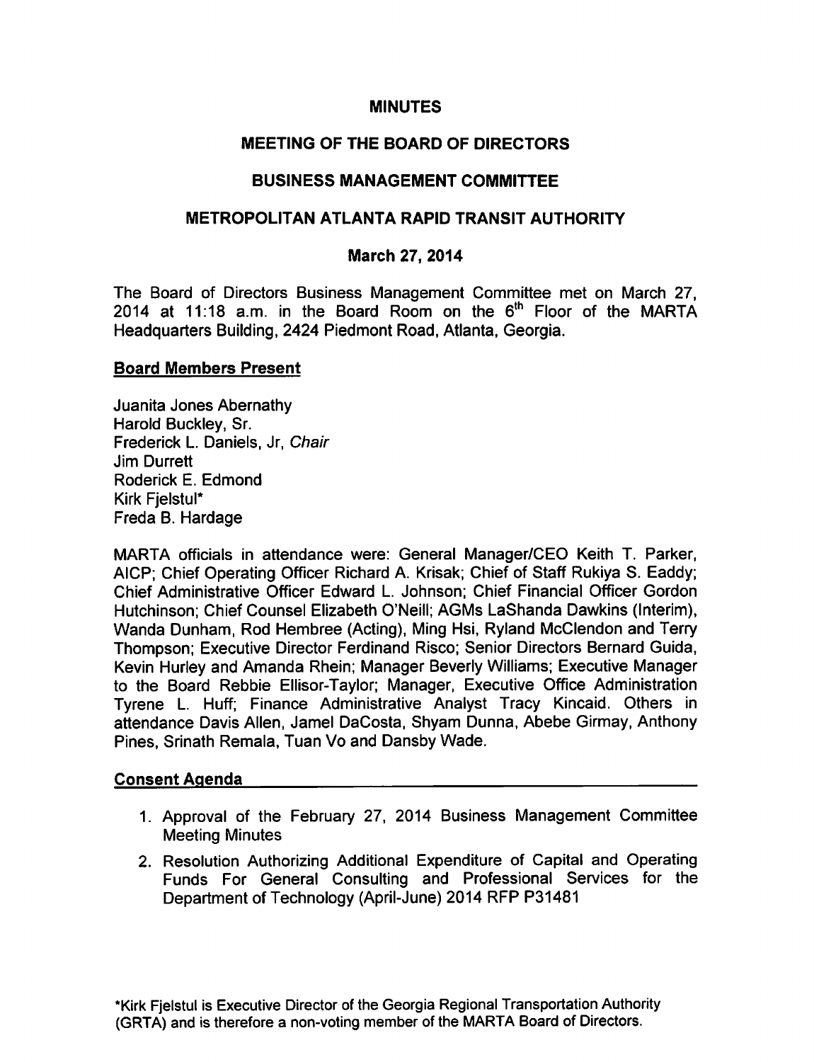# MINUTES

## MEETING OF THE BOARD OF DIRECTORS

## BUSINESS MANAGEMENT COMMITTEE

## METROPOLITAN ATLANTA RAPID TRANSIT AUTHORITY

### March 27, 2014

The Board of Directors Business Management Committee met on March 27, 2014 at 11:18 a.m. in the Board Room on the 6th Floor of the MARTA Headquarters Building, 2424 Piedmont Road, Atlanta, Georgia.

**Board Members Present**

Juanita Jones Abernathy
Harold Buckley, Sr.
Frederick L. Daniels, Jr, *Chair*
Jim Durrett
Roderick E. Edmond
Kirk Fjelstul*
Freda B. Hardage

MARTA officials in attendance were: General Manager/CEO Keith T. Parker, AICP; Chief Operating Officer Richard A. Krisak; Chief of Staff Rukiya S. Eaddy; Chief Administrative Officer Edward L. Johnson; Chief Financial Officer Gordon Hutchinson; Chief Counsel Elizabeth O'Neill; AGMs LaShanda Dawkins (Interim), Wanda Dunham, Rod Hembree (Acting), Ming Hsi, Ryland McClendon and Terry Thompson; Executive Director Ferdinand Risco; Senior Directors Bernard Guida, Kevin Hurley and Amanda Rhein; Manager Beverly Williams; Executive Manager to the Board Rebbie Ellisor-Taylor; Manager, Executive Office Administration Tyrene L. Huff; Finance Administrative Analyst Tracy Kincaid. Others in attendance Davis Allen, Jamel DaCosta, Shyam Dunna, Abebe Girmay, Anthony Pines, Srinath Remala, Tuan Vo and Dansby Wade.

**Consent Agenda**

1. Approval of the February 27, 2014 Business Management Committee Meeting Minutes
2. Resolution Authorizing Additional Expenditure of Capital and Operating Funds For General Consulting and Professional Services for the Department of Technology (April-June) 2014 RFP P31481

*Kirk Fjelstul is Executive Director of the Georgia Regional Transportation Authority (GRTA) and is therefore a non-voting member of the MARTA Board of Directors.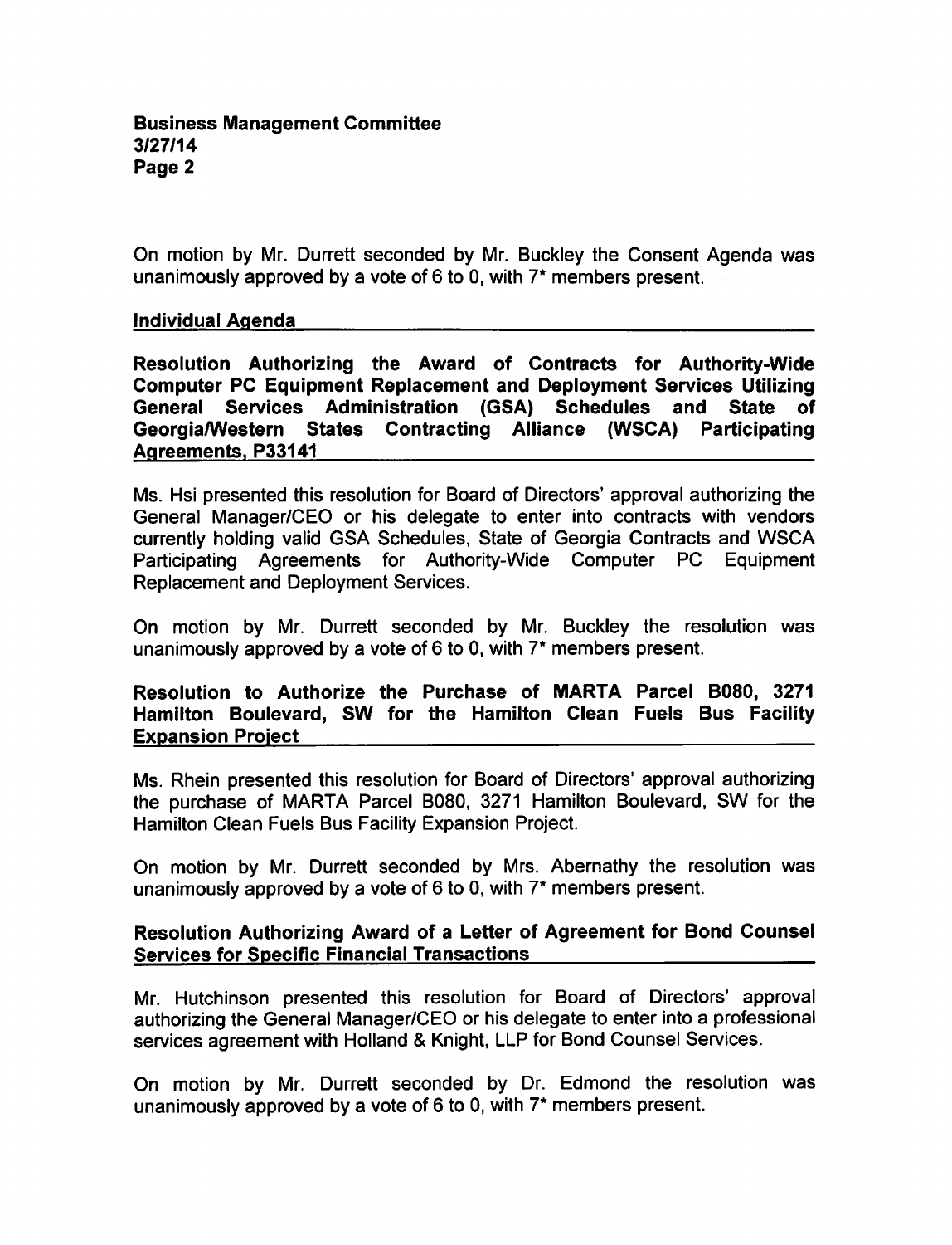On motion by Mr. Durrett seconded by Mr. Buckley the Consent Agenda was unanimously approved by a vote of 6 to 0, with 7* members present.

## Individual Agenda

### Resolution Authorizing the Award of Contracts for Authority-Wide Computer PC Equipment Replacement and Deployment Services Utilizing General Services Administration (GSA) Schedules and State of Georgia/Western States Contracting Alliance (WSCA) Participating Agreements, P33141

Ms. Hsi presented this resolution for Board of Directors' approval authorizing the General Manager/CEO or his delegate to enter into contracts with vendors currently holding valid GSA Schedules, State of Georgia Contracts and WSCA Participating Agreements for Authority-Wide Computer PC Equipment Replacement and Deployment Services.

On motion by Mr. Durrett seconded by Mr. Buckley the resolution was unanimously approved by a vote of 6 to 0, with 7* members present.

### Resolution to Authorize the Purchase of MARTA Parcel B080, 3271 Hamilton Boulevard, SW for the Hamilton Clean Fuels Bus Facility Expansion Project

Ms. Rhein presented this resolution for Board of Directors' approval authorizing the purchase of MARTA Parcel B080, 3271 Hamilton Boulevard, SW for the Hamilton Clean Fuels Bus Facility Expansion Project.

On motion by Mr. Durrett seconded by Mrs. Abernathy the resolution was unanimously approved by a vote of 6 to 0, with 7* members present.

### Resolution Authorizing Award of a Letter of Agreement for Bond Counsel Services for Specific Financial Transactions

Mr. Hutchinson presented this resolution for Board of Directors' approval authorizing the General Manager/CEO or his delegate to enter into a professional services agreement with Holland & Knight, LLP for Bond Counsel Services.

On motion by Mr. Durrett seconded by Dr. Edmond the resolution was unanimously approved by a vote of 6 to 0, with 7* members present.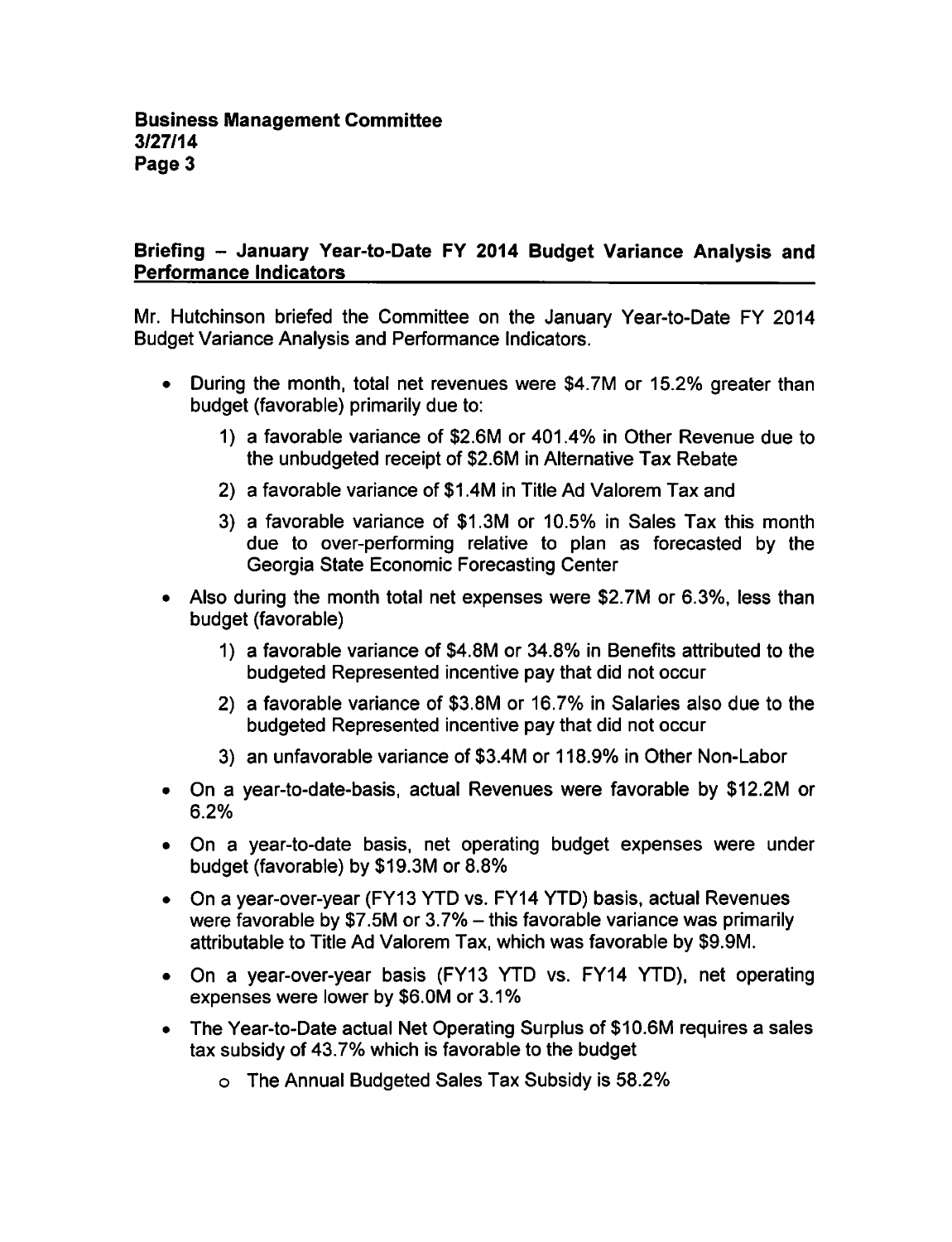## Briefing – January Year-to-Date FY 2014 Budget Variance Analysis and Performance Indicators

Mr. Hutchinson briefed the Committee on the January Year-to-Date FY 2014 Budget Variance Analysis and Performance Indicators.

- During the month, total net revenues were \$4.7M or 15.2% greater than budget (favorable) primarily due to:
  1) a favorable variance of \$2.6M or 401.4% in Other Revenue due to the unbudgeted receipt of \$2.6M in Alternative Tax Rebate
  2) a favorable variance of \$1.4M in Title Ad Valorem Tax and
  3) a favorable variance of \$1.3M or 10.5% in Sales Tax this month due to over-performing relative to plan as forecasted by the Georgia State Economic Forecasting Center
- Also during the month total net expenses were \$2.7M or 6.3%, less than budget (favorable)
  1) a favorable variance of \$4.8M or 34.8% in Benefits attributed to the budgeted Represented incentive pay that did not occur
  2) a favorable variance of \$3.8M or 16.7% in Salaries also due to the budgeted Represented incentive pay that did not occur
  3) an unfavorable variance of \$3.4M or 118.9% in Other Non-Labor
- On a year-to-date-basis, actual Revenues were favorable by \$12.2M or 6.2%
- On a year-to-date basis, net operating budget expenses were under budget (favorable) by \$19.3M or 8.8%
- On a year-over-year (FY13 YTD vs. FY14 YTD) basis, actual Revenues were favorable by \$7.5M or 3.7% – this favorable variance was primarily attributable to Title Ad Valorem Tax, which was favorable by \$9.9M.
- On a year-over-year basis (FY13 YTD vs. FY14 YTD), net operating expenses were lower by \$6.0M or 3.1%
- The Year-to-Date actual Net Operating Surplus of \$10.6M requires a sales tax subsidy of 43.7% which is favorable to the budget
  - The Annual Budgeted Sales Tax Subsidy is 58.2%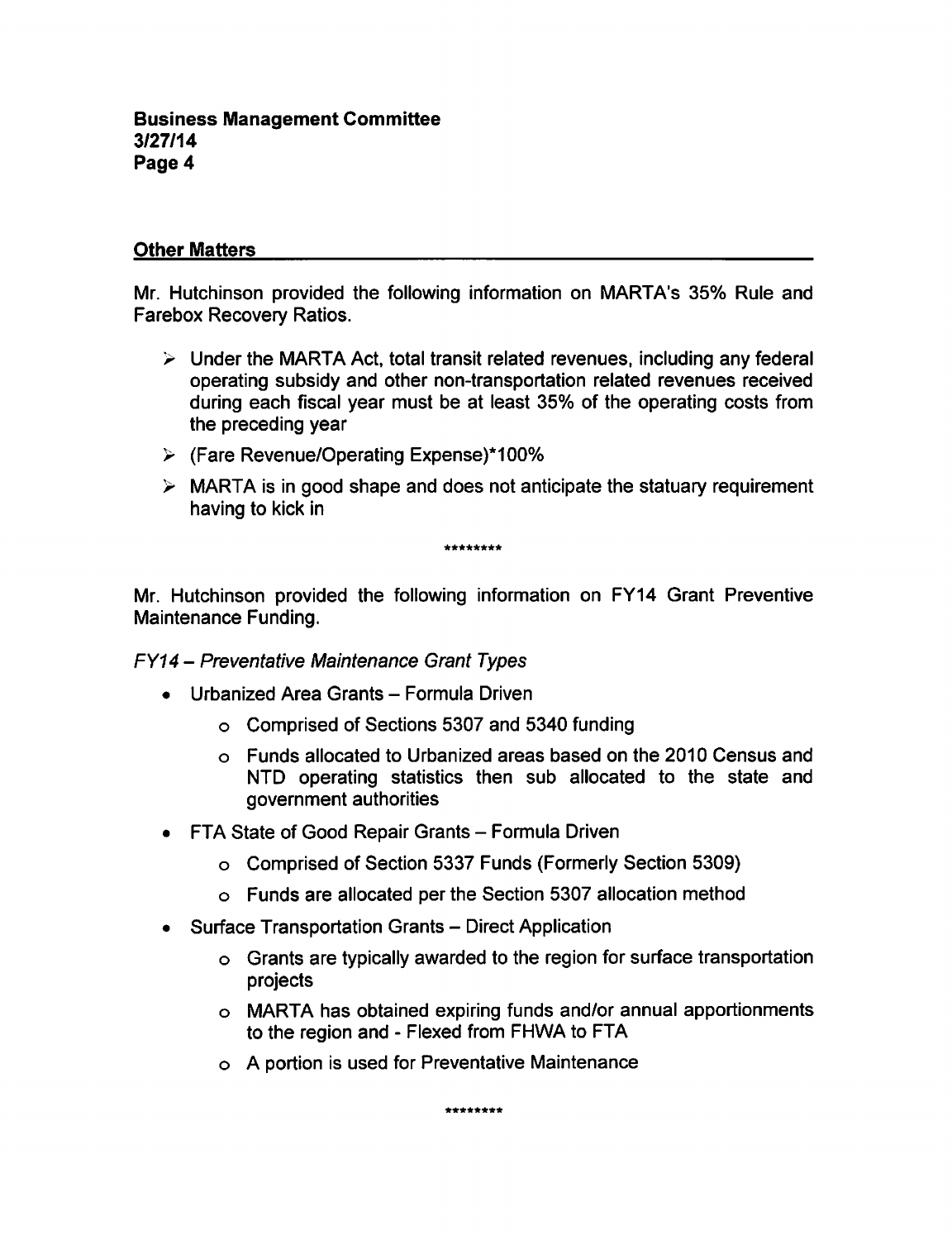## Other Matters

Mr. Hutchinson provided the following information on MARTA's 35% Rule and Farebox Recovery Ratios.

- Under the MARTA Act, total transit related revenues, including any federal operating subsidy and other non-transportation related revenues received during each fiscal year must be at least 35% of the operating costs from the preceding year
- (Fare Revenue/Operating Expense)*100%
- MARTA is in good shape and does not anticipate the statuary requirement having to kick in

********

Mr. Hutchinson provided the following information on FY14 Grant Preventive Maintenance Funding.

*FY14 – Preventative Maintenance Grant Types*

- Urbanized Area Grants – Formula Driven
  - Comprised of Sections 5307 and 5340 funding
  - Funds allocated to Urbanized areas based on the 2010 Census and NTD operating statistics then sub allocated to the state and government authorities
- FTA State of Good Repair Grants – Formula Driven
  - Comprised of Section 5337 Funds (Formerly Section 5309)
  - Funds are allocated per the Section 5307 allocation method
- Surface Transportation Grants – Direct Application
  - Grants are typically awarded to the region for surface transportation projects
  - MARTA has obtained expiring funds and/or annual apportionments to the region and - Flexed from FHWA to FTA
  - A portion is used for Preventative Maintenance

********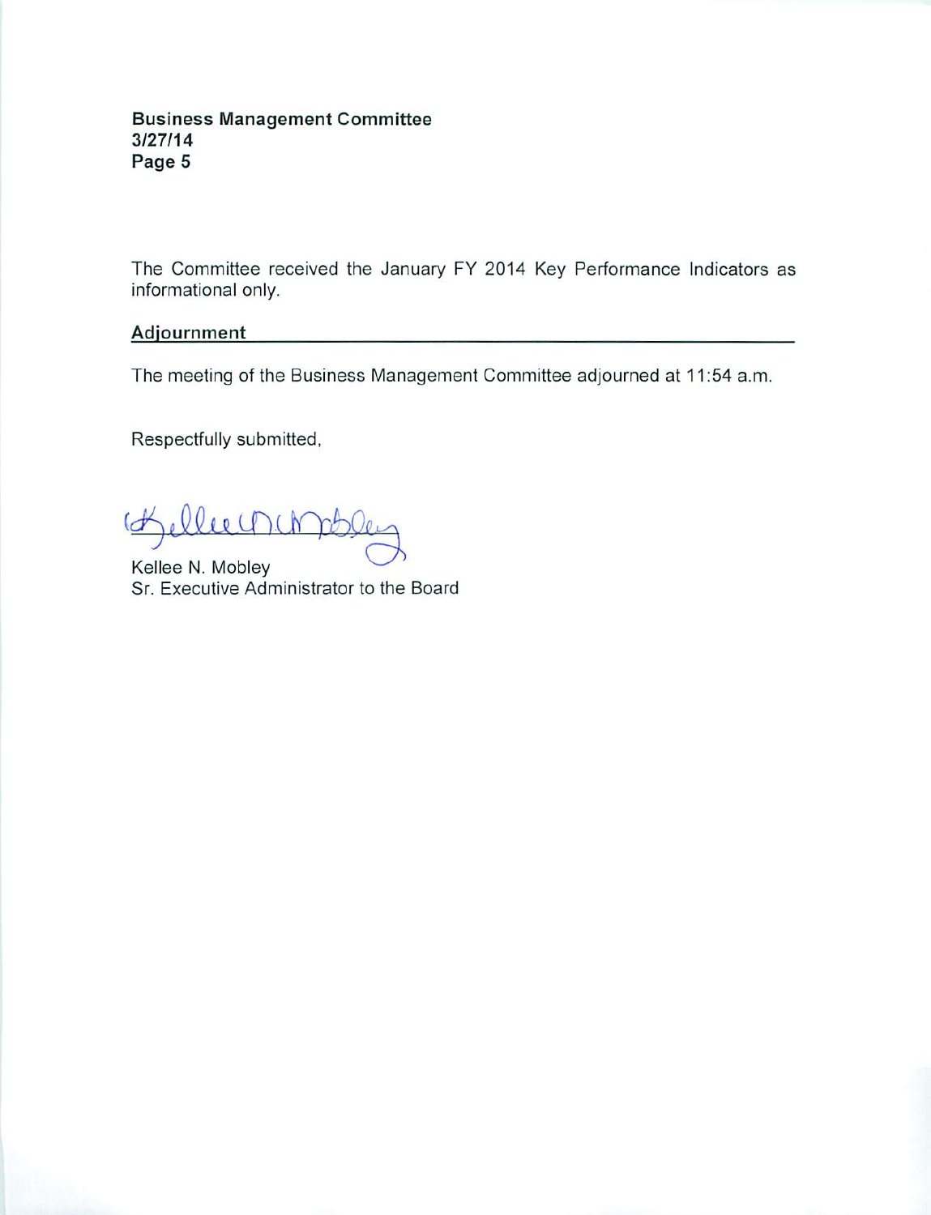The Committee received the January FY 2014 Key Performance Indicators as informational only.

## Adjournment

The meeting of the Business Management Committee adjourned at 11:54 a.m.

Respectfully submitted,

Kellee N. Mobley
Sr. Executive Administrator to the Board